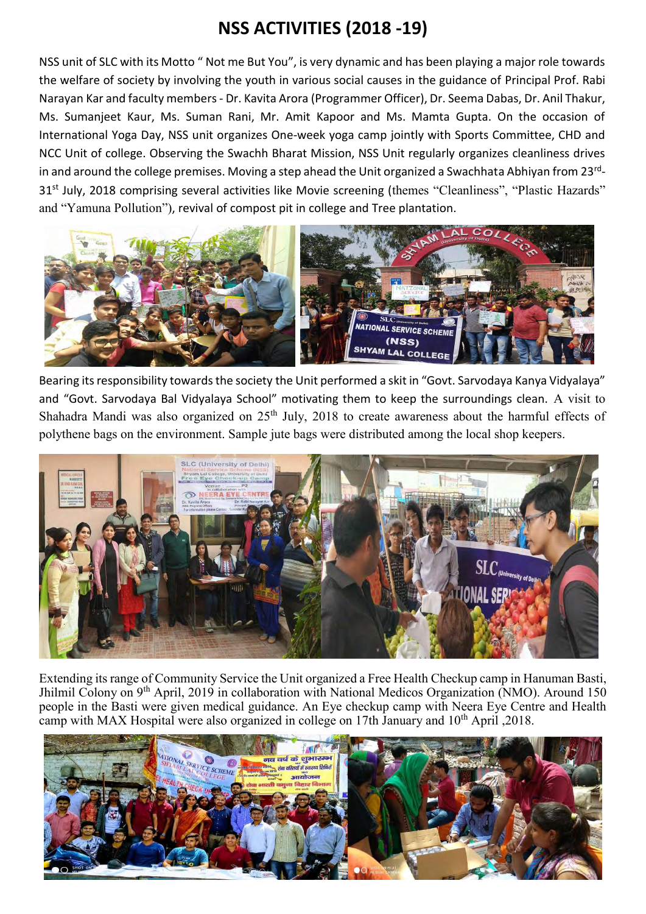# NSS ACTIVITIES (2018 -19)

NSS unit of SLC with its Motto " Not me But You", is very dynamic and has been playing a major role towards the welfare of society by involving the youth in various social causes in the guidance of Principal Prof. Rabi Narayan Kar and faculty members - Dr. Kavita Arora (Programmer Officer), Dr. Seema Dabas, Dr. Anil Thakur, Ms. Sumanjeet Kaur, Ms. Suman Rani, Mr. Amit Kapoor and Ms. Mamta Gupta. On the occasion of International Yoga Day, NSS unit organizes One-week yoga camp jointly with Sports Committee, CHD and NCC Unit of college. Observing the Swachh Bharat Mission, NSS Unit regularly organizes cleanliness drives in and around the college premises. Moving a step ahead the Unit organized a Swachhata Abhiyan from 23rd-31st July, 2018 comprising several activities like Movie screening (themes "Cleanliness", "Plastic Hazards" and "Yamuna Pollution"), revival of compost pit in college and Tree plantation.

Bearing its responsibility towards the society the Unit performed a skit in "Govt. Sarvodaya Kanya Vidyalaya" and "Govt. Sarvodaya Bal Vidyalaya School" motivating them to keep the surroundings clean. A visit to Shahadra Mandi was also organized on 25th July, 2018 to create awareness about the harmful effects of polythene bags on the environment. Sample jute bags were distributed among the local shop keepers.

Extending its range of Community Service the Unit organized a Free Health Checkup camp in Hanuman Basti, Jhilmil Colony on 9th April, 2019 in collaboration with National Medicos Organization (NMO). Around 150 people in the Basti were given medical guidance. An Eye checkup camp with Neera Eye Centre and Health camp with MAX Hospital were also organized in college on 17th January and 10th April ,2018.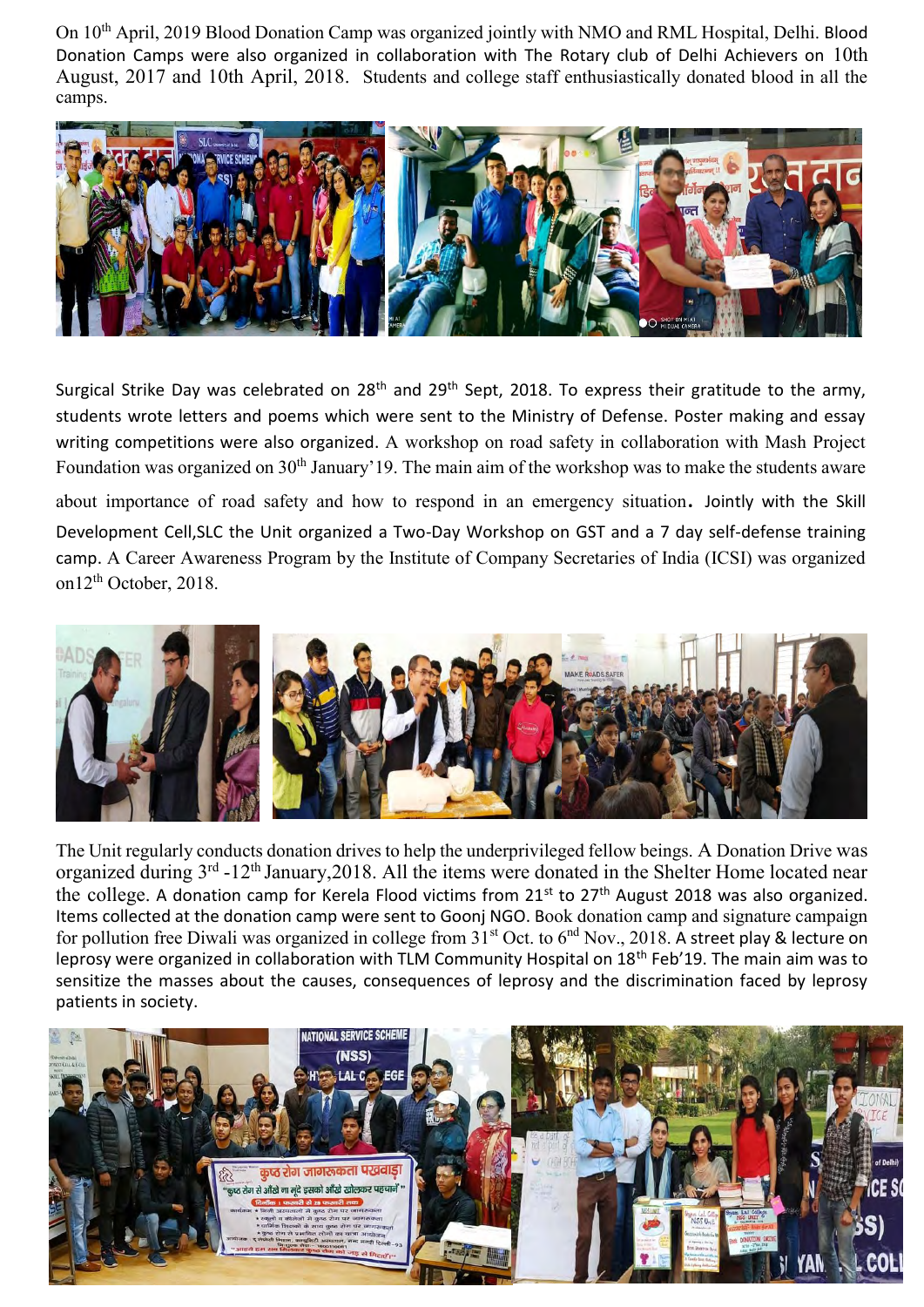On 10th April, 2019 Blood Donation Camp was organized jointly with NMO and RML Hospital, Delhi. Blood Donation Camps were also organized in collaboration with The Rotary club of Delhi Achievers on 10th August, 2017 and 10th April, 2018. Students and college staff enthusiastically donated blood in all the camps.

Surgical Strike Day was celebrated on 28th and 29th Sept, 2018. To express their gratitude to the army, students wrote letters and poems which were sent to the Ministry of Defense. Poster making and essay writing competitions were also organized. A workshop on road safety in collaboration with Mash Project Foundation was organized on 30th January'19. The main aim of the workshop was to make the students aware about importance of road safety and how to respond in an emergency situation. Jointly with the Skill Development Cell,SLC the Unit organized a Two-Day Workshop on GST and a 7 day self-defense training camp. A Career Awareness Program by the Institute of Company Secretaries of India (ICSI) was organized on12th October, 2018.

The Unit regularly conducts donation drives to help the underprivileged fellow beings. A Donation Drive was organized during 3rd -12th January,2018. All the items were donated in the Shelter Home located near the college. A donation camp for Kerela Flood victims from 21st to 27th August 2018 was also organized. Items collected at the donation camp were sent to Goonj NGO. Book donation camp and signature campaign for pollution free Diwali was organized in college from 31st Oct. to 6th Nov., 2018. A street play & lecture on leprosy were organized in collaboration with TLM Community Hospital on 18th Feb'19. The main aim was to sensitize the masses about the causes, consequences of leprosy and the discrimination faced by leprosy patients in society.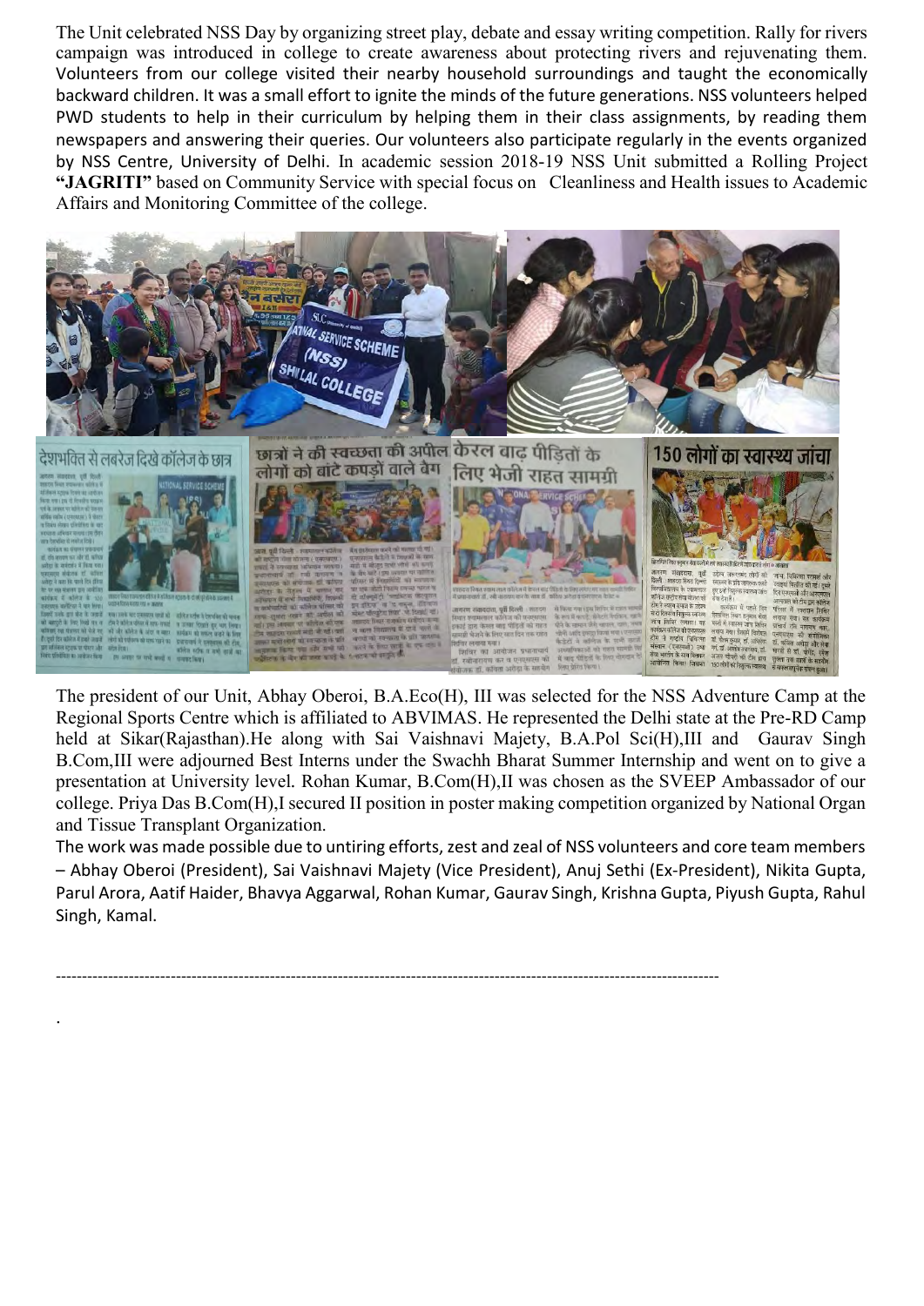The Unit celebrated NSS Day by organizing street play, debate and essay writing competition. Rally for rivers campaign was introduced in college to create awareness about protecting rivers and rejuvenating them. Volunteers from our college visited their nearby household surroundings and taught the economically backward children. It was a small effort to ignite the minds of the future generations. NSS volunteers helped PWD students to help in their curriculum by helping them in their class assignments, by reading them newspapers and answering their queries. Our volunteers also participate regularly in the events organized by NSS Centre, University of Delhi. In academic session 2018-19 NSS Unit submitted a Rolling Project **"JAGRITI"** based on Community Service with special focus on Cleanliness and Health issues to Academic Affairs and Monitoring Committee of the college.

The president of our Unit, Abhay Oberoi, B.A.Eco(H), III was selected for the NSS Adventure Camp at the Regional Sports Centre which is affiliated to ABVIMAS. He represented the Delhi state at the Pre-RD Camp held at Sikar(Rajasthan).He along with Sai Vaishnavi Majety, B.A.Pol Sci(H),III and Gaurav Singh B.Com,III were adjourned Best Interns under the Swachh Bharat Summer Internship and went on to give a presentation at University level. Rohan Kumar, B.Com(H),II was chosen as the SVEEP Ambassador of our college. Priya Das B.Com(H),I secured II position in poster making competition organized by National Organ and Tissue Transplant Organization.

The work was made possible due to untiring efforts, zest and zeal of NSS volunteers and core team members – Abhay Oberoi (President), Sai Vaishnavi Majety (Vice President), Anuj Sethi (Ex-President), Nikita Gupta, Parul Arora, Aatif Haider, Bhavya Aggarwal, Rohan Kumar, Gaurav Singh, Krishna Gupta, Piyush Gupta, Rahul Singh, Kamal.

---